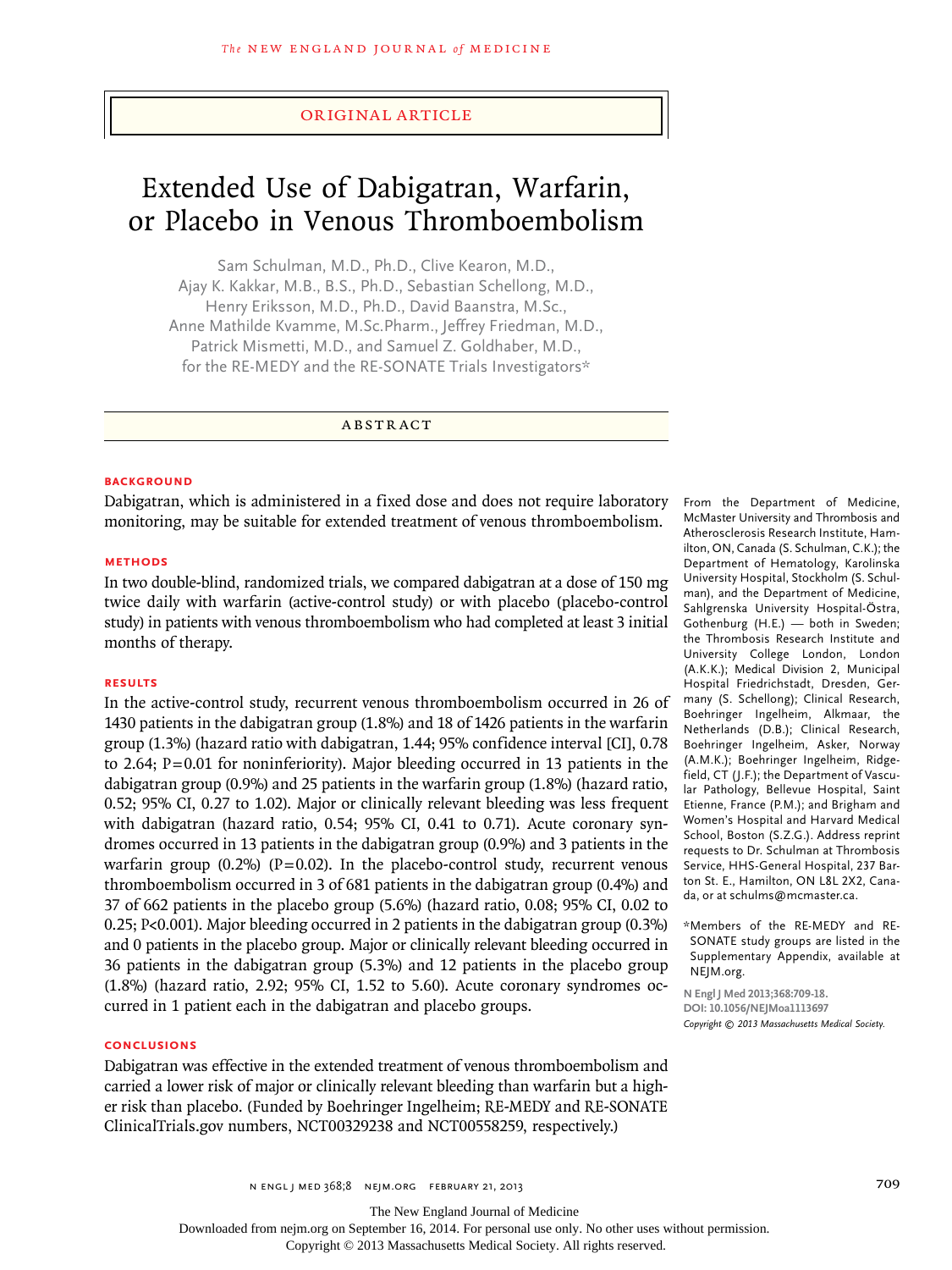ORIGINAL ARTICLE

# Extended Use of Dabigatran, Warfarin, or Placebo in Venous Thromboembolism

Sam Schulman, M.D., Ph.D., Clive Kearon, M.D., Ajay K. Kakkar, M.B., B.S., Ph.D., Sebastian Schellong, M.D., Henry Eriksson, M.D., Ph.D., David Baanstra, M.Sc., Anne Mathilde Kvamme, M.Sc.Pharm., Jeffrey Friedman, M.D., Patrick Mismetti, M.D., and Samuel Z. Goldhaber, M.D., for the RE-MEDY and the RE-SONATE Trials Investigators*

## ABSTRACT

### BACKGROUND

Dabigatran, which is administered in a fixed dose and does not require laboratory monitoring, may be suitable for extended treatment of venous thromboembolism.

### METHODS

In two double-blind, randomized trials, we compared dabigatran at a dose of 150 mg twice daily with warfarin (active-control study) or with placebo (placebo-control study) in patients with venous thromboembolism who had completed at least 3 initial months of therapy.

### RESULTS

In the active-control study, recurrent venous thromboembolism occurred in 26 of 1430 patients in the dabigatran group (1.8%) and 18 of 1426 patients in the warfarin group (1.3%) (hazard ratio with dabigatran, 1.44; 95% confidence interval [CI], 0.78 to 2.64; P=0.01 for noninferiority). Major bleeding occurred in 13 patients in the dabigatran group (0.9%) and 25 patients in the warfarin group (1.8%) (hazard ratio, 0.52; 95% CI, 0.27 to 1.02). Major or clinically relevant bleeding was less frequent with dabigatran (hazard ratio, 0.54; 95% CI, 0.41 to 0.71). Acute coronary syndromes occurred in 13 patients in the dabigatran group (0.9%) and 3 patients in the warfarin group (0.2%) (P=0.02). In the placebo-control study, recurrent venous thromboembolism occurred in 3 of 681 patients in the dabigatran group (0.4%) and 37 of 662 patients in the placebo group (5.6%) (hazard ratio, 0.08; 95% CI, 0.02 to 0.25; P<0.001). Major bleeding occurred in 2 patients in the dabigatran group (0.3%) and 0 patients in the placebo group. Major or clinically relevant bleeding occurred in 36 patients in the dabigatran group (5.3%) and 12 patients in the placebo group (1.8%) (hazard ratio, 2.92; 95% CI, 1.52 to 5.60). Acute coronary syndromes occurred in 1 patient each in the dabigatran and placebo groups.

### CONCLUSIONS

Dabigatran was effective in the extended treatment of venous thromboembolism and carried a lower risk of major or clinically relevant bleeding than warfarin but a higher risk than placebo. (Funded by Boehringer Ingelheim; RE-MEDY and RE-SONATE ClinicalTrials.gov numbers, NCT00329238 and NCT00558259, respectively.)

From the Department of Medicine, McMaster University and Thrombosis and Atherosclerosis Research Institute, Hamilton, ON, Canada (S. Schulman, C.K.); the Department of Hematology, Karolinska University Hospital, Stockholm (S. Schulman), and the Department of Medicine, Sahlgrenska University Hospital-Östra, Gothenburg (H.E.) — both in Sweden; the Thrombosis Research Institute and University College London, London (A.K.K.); Medical Division 2, Municipal Hospital Friedrichstadt, Dresden, Germany (S. Schellong); Clinical Research, Boehringer Ingelheim, Alkmaar, the Netherlands (D.B.); Clinical Research, Boehringer Ingelheim, Asker, Norway (A.M.K.); Boehringer Ingelheim, Ridgefield, CT (J.F.); the Department of Vascular Pathology, Bellevue Hospital, Saint Etienne, France (P.M.); and Brigham and Women's Hospital and Harvard Medical School, Boston (S.Z.G.). Address reprint requests to Dr. Schulman at Thrombosis Service, HHS-General Hospital, 237 Barton St. E., Hamilton, ON L8L 2X2, Canada, or at schulms@mcmaster.ca.

*Members of the RE-MEDY and RE-SONATE study groups are listed in the Supplementary Appendix, available at NEJM.org.

N Engl J Med 2013;368:709-18.
DOI: 10.1056/NEJMoa1113697
Copyright © 2013 Massachusetts Medical Society.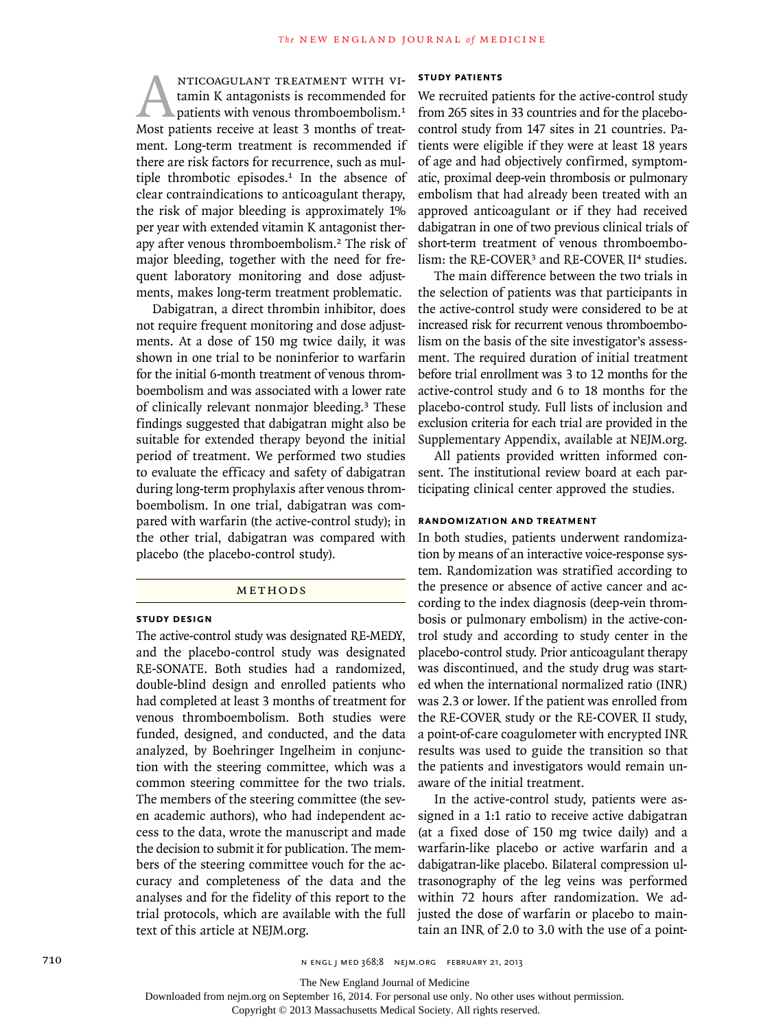Anticoagulant treatment with vitamin K antagonists is recommended for patients with venous thromboembolism.[1] Most patients receive at least 3 months of treatment. Long-term treatment is recommended if there are risk factors for recurrence, such as multiple thrombotic episodes.[1] In the absence of clear contraindications to anticoagulant therapy, the risk of major bleeding is approximately 1% per year with extended vitamin K antagonist therapy after venous thromboembolism.[2] The risk of major bleeding, together with the need for frequent laboratory monitoring and dose adjustments, makes long-term treatment problematic.

Dabigatran, a direct thrombin inhibitor, does not require frequent monitoring and dose adjustments. At a dose of 150 mg twice daily, it was shown in one trial to be noninferior to warfarin for the initial 6-month treatment of venous thromboembolism and was associated with a lower rate of clinically relevant nonmajor bleeding.[3] These findings suggested that dabigatran might also be suitable for extended therapy beyond the initial period of treatment. We performed two studies to evaluate the efficacy and safety of dabigatran during long-term prophylaxis after venous thromboembolism. In one trial, dabigatran was compared with warfarin (the active-control study); in the other trial, dabigatran was compared with placebo (the placebo-control study).

## Methods

### Study Design

The active-control study was designated RE-MEDY, and the placebo-control study was designated RE-SONATE. Both studies had a randomized, double-blind design and enrolled patients who had completed at least 3 months of treatment for venous thromboembolism. Both studies were funded, designed, and conducted, and the data analyzed, by Boehringer Ingelheim in conjunction with the steering committee, which was a common steering committee for the two trials. The members of the steering committee (the seven academic authors), who had independent access to the data, wrote the manuscript and made the decision to submit it for publication. The members of the steering committee vouch for the accuracy and completeness of the data and the analyses and for the fidelity of this report to the trial protocols, which are available with the full text of this article at NEJM.org.

### Study Patients

We recruited patients for the active-control study from 265 sites in 33 countries and for the placebo-control study from 147 sites in 21 countries. Patients were eligible if they were at least 18 years of age and had objectively confirmed, symptomatic, proximal deep-vein thrombosis or pulmonary embolism that had already been treated with an approved anticoagulant or if they had received dabigatran in one of two previous clinical trials of short-term treatment of venous thromboembolism: the RE-COVER[3] and RE-COVER II[4] studies.

The main difference between the two trials in the selection of patients was that participants in the active-control study were considered to be at increased risk for recurrent venous thromboembolism on the basis of the site investigator's assessment. The required duration of initial treatment before trial enrollment was 3 to 12 months for the active-control study and 6 to 18 months for the placebo-control study. Full lists of inclusion and exclusion criteria for each trial are provided in the Supplementary Appendix, available at NEJM.org.

All patients provided written informed consent. The institutional review board at each participating clinical center approved the studies.

### Randomization and Treatment

In both studies, patients underwent randomization by means of an interactive voice-response system. Randomization was stratified according to the presence or absence of active cancer and according to the index diagnosis (deep-vein thrombosis or pulmonary embolism) in the active-control study and according to study center in the placebo-control study. Prior anticoagulant therapy was discontinued, and the study drug was started when the international normalized ratio (INR) was 2.3 or lower. If the patient was enrolled from the RE-COVER study or the RE-COVER II study, a point-of-care coagulometer with encrypted INR results was used to guide the transition so that the patients and investigators would remain unaware of the initial treatment.

In the active-control study, patients were assigned in a 1:1 ratio to receive active dabigatran (at a fixed dose of 150 mg twice daily) and a warfarin-like placebo or active warfarin and a dabigatran-like placebo. Bilateral compression ultrasonography of the leg veins was performed within 72 hours after randomization. We adjusted the dose of warfarin or placebo to maintain an INR of 2.0 to 3.0 with the use of a point-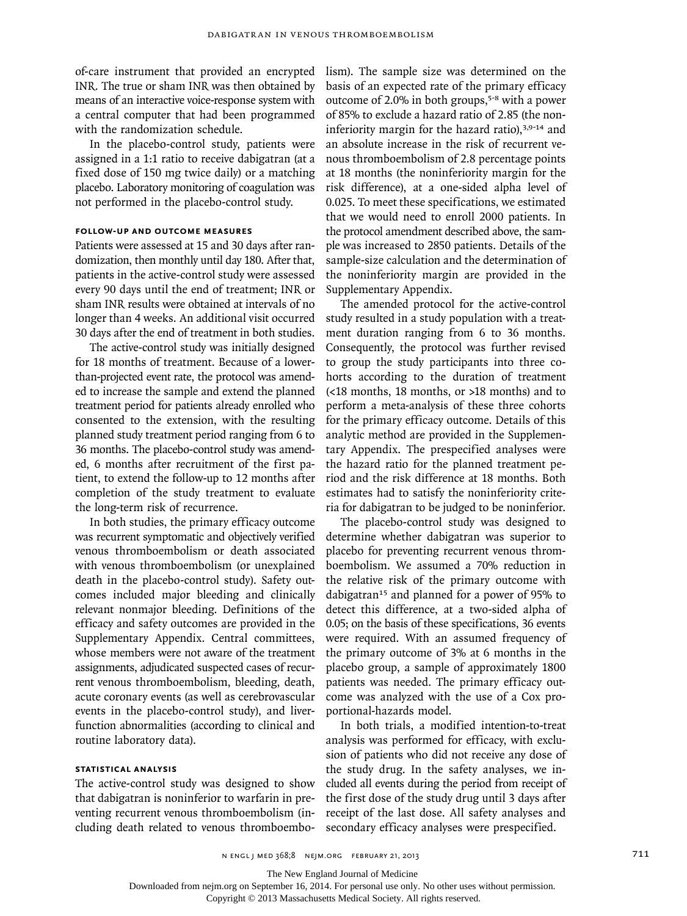of-care instrument that provided an encrypted INR. The true or sham INR was then obtained by means of an interactive voice-response system with a central computer that had been programmed with the randomization schedule.

In the placebo-control study, patients were assigned in a 1:1 ratio to receive dabigatran (at a fixed dose of 150 mg twice daily) or a matching placebo. Laboratory monitoring of coagulation was not performed in the placebo-control study.

### FOLLOW-UP AND OUTCOME MEASURES

Patients were assessed at 15 and 30 days after randomization, then monthly until day 180. After that, patients in the active-control study were assessed every 90 days until the end of treatment; INR or sham INR results were obtained at intervals of no longer than 4 weeks. An additional visit occurred 30 days after the end of treatment in both studies.

The active-control study was initially designed for 18 months of treatment. Because of a lower-than-projected event rate, the protocol was amended to increase the sample and extend the planned treatment period for patients already enrolled who consented to the extension, with the resulting planned study treatment period ranging from 6 to 36 months. The placebo-control study was amended, 6 months after recruitment of the first patient, to extend the follow-up to 12 months after completion of the study treatment to evaluate the long-term risk of recurrence.

In both studies, the primary efficacy outcome was recurrent symptomatic and objectively verified venous thromboembolism or death associated with venous thromboembolism (or unexplained death in the placebo-control study). Safety outcomes included major bleeding and clinically relevant nonmajor bleeding. Definitions of the efficacy and safety outcomes are provided in the Supplementary Appendix. Central committees, whose members were not aware of the treatment assignments, adjudicated suspected cases of recurrent venous thromboembolism, bleeding, death, acute coronary events (as well as cerebrovascular events in the placebo-control study), and liver-function abnormalities (according to clinical and routine laboratory data).

### STATISTICAL ANALYSIS

The active-control study was designed to show that dabigatran is noninferior to warfarin in preventing recurrent venous thromboembolism (including death related to venous thromboembolism). The sample size was determined on the basis of an expected rate of the primary efficacy outcome of 2.0% in both groups,[5-8] with a power of 85% to exclude a hazard ratio of 2.85 (the noninferiority margin for the hazard ratio),[3,9-14] and an absolute increase in the risk of recurrent venous thromboembolism of 2.8 percentage points at 18 months (the noninferiority margin for the risk difference), at a one-sided alpha level of 0.025. To meet these specifications, we estimated that we would need to enroll 2000 patients. In the protocol amendment described above, the sample was increased to 2850 patients. Details of the sample-size calculation and the determination of the noninferiority margin are provided in the Supplementary Appendix.

The amended protocol for the active-control study resulted in a study population with a treatment duration ranging from 6 to 36 months. Consequently, the protocol was further revised to group the study participants into three cohorts according to the duration of treatment (<18 months, 18 months, or >18 months) and to perform a meta-analysis of these three cohorts for the primary efficacy outcome. Details of this analytic method are provided in the Supplementary Appendix. The prespecified analyses were the hazard ratio for the planned treatment period and the risk difference at 18 months. Both estimates had to satisfy the noninferiority criteria for dabigatran to be judged to be noninferior.

The placebo-control study was designed to determine whether dabigatran was superior to placebo for preventing recurrent venous thromboembolism. We assumed a 70% reduction in the relative risk of the primary outcome with dabigatran[15] and planned for a power of 95% to detect this difference, at a two-sided alpha of 0.05; on the basis of these specifications, 36 events were required. With an assumed frequency of the primary outcome of 3% at 6 months in the placebo group, a sample of approximately 1800 patients was needed. The primary efficacy outcome was analyzed with the use of a Cox proportional-hazards model.

In both trials, a modified intention-to-treat analysis was performed for efficacy, with exclusion of patients who did not receive any dose of the study drug. In the safety analyses, we included all events during the period from receipt of the first dose of the study drug until 3 days after receipt of the last dose. All safety analyses and secondary efficacy analyses were prespecified.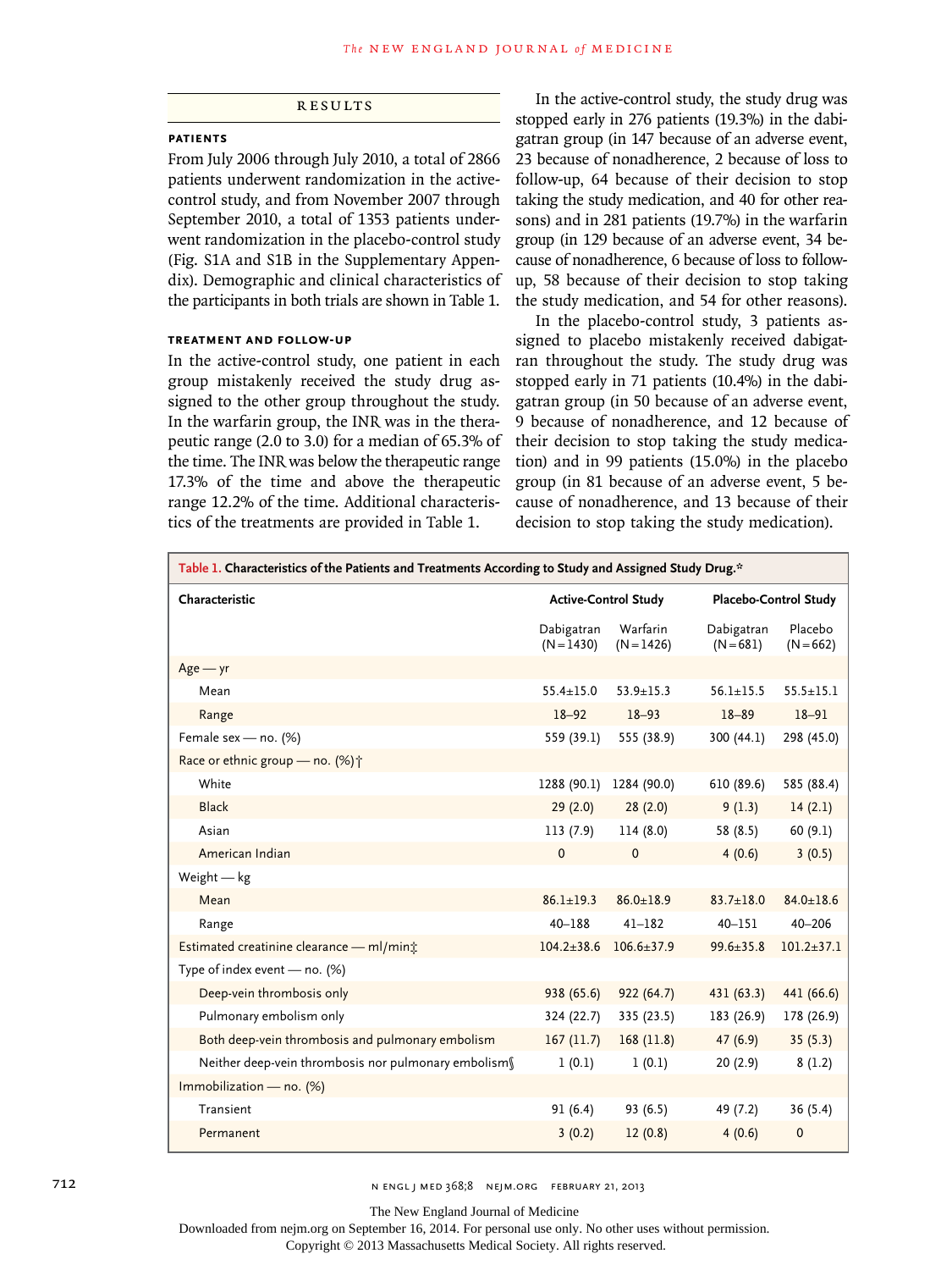## RESULTS

### PATIENTS

From July 2006 through July 2010, a total of 2866 patients underwent randomization in the active-control study, and from November 2007 through September 2010, a total of 1353 patients underwent randomization in the placebo-control study (Fig. S1A and S1B in the Supplementary Appendix). Demographic and clinical characteristics of the participants in both trials are shown in Table 1.

### TREATMENT AND FOLLOW-UP

In the active-control study, one patient in each group mistakenly received the study drug assigned to the other group throughout the study. In the warfarin group, the INR was in the therapeutic range (2.0 to 3.0) for a median of 65.3% of the time. The INR was below the therapeutic range 17.3% of the time and above the therapeutic range 12.2% of the time. Additional characteristics of the treatments are provided in Table 1.

In the active-control study, the study drug was stopped early in 276 patients (19.3%) in the dabigatran group (in 147 because of an adverse event, 23 because of nonadherence, 2 because of loss to follow-up, 64 because of their decision to stop taking the study medication, and 40 for other reasons) and in 281 patients (19.7%) in the warfarin group (in 129 because of an adverse event, 34 because of nonadherence, 6 because of loss to follow-up, 58 because of their decision to stop taking the study medication, and 54 for other reasons).

In the placebo-control study, 3 patients assigned to placebo mistakenly received dabigatran throughout the study. The study drug was stopped early in 71 patients (10.4%) in the dabigatran group (in 50 because of an adverse event, 9 because of nonadherence, and 12 because of their decision to stop taking the study medication) and in 99 patients (15.0%) in the placebo group (in 81 because of an adverse event, 5 because of nonadherence, and 13 because of their decision to stop taking the study medication).

**Table 1. Characteristics of the Patients and Treatments According to Study and Assigned Study Drug.***

| Characteristic | Active-Control Study | | Placebo-Control Study | |
|---|---|---|---|---|
| | Dabigatran (N=1430) | Warfarin (N=1426) | Dabigatran (N=681) | Placebo (N=662) |
| Age — yr | | | | |
| Mean | 55.4±15.0 | 53.9±15.3 | 56.1±15.5 | 55.5±15.1 |
| Range | 18–92 | 18–93 | 18–89 | 18–91 |
| Female sex — no. (%) | 559 (39.1) | 555 (38.9) | 300 (44.1) | 298 (45.0) |
| Race or ethnic group — no. (%)† | | | | |
| White | 1288 (90.1) | 1284 (90.0) | 610 (89.6) | 585 (88.4) |
| Black | 29 (2.0) | 28 (2.0) | 9 (1.3) | 14 (2.1) |
| Asian | 113 (7.9) | 114 (8.0) | 58 (8.5) | 60 (9.1) |
| American Indian | 0 | 0 | 4 (0.6) | 3 (0.5) |
| Weight — kg | | | | |
| Mean | 86.1±19.3 | 86.0±18.9 | 83.7±18.0 | 84.0±18.6 |
| Range | 40–188 | 41–182 | 40–151 | 40–206 |
| Estimated creatinine clearance — ml/min‡ | 104.2±38.6 | 106.6±37.9 | 99.6±35.8 | 101.2±37.1 |
| Type of index event — no. (%) | | | | |
| Deep-vein thrombosis only | 938 (65.6) | 922 (64.7) | 431 (63.3) | 441 (66.6) |
| Pulmonary embolism only | 324 (22.7) | 335 (23.5) | 183 (26.9) | 178 (26.9) |
| Both deep-vein thrombosis and pulmonary embolism | 167 (11.7) | 168 (11.8) | 47 (6.9) | 35 (5.3) |
| Neither deep-vein thrombosis nor pulmonary embolism§ | 1 (0.1) | 1 (0.1) | 20 (2.9) | 8 (1.2) |
| Immobilization — no. (%) | | | | |
| Transient | 91 (6.4) | 93 (6.5) | 49 (7.2) | 36 (5.4) |
| Permanent | 3 (0.2) | 12 (0.8) | 4 (0.6) | 0 |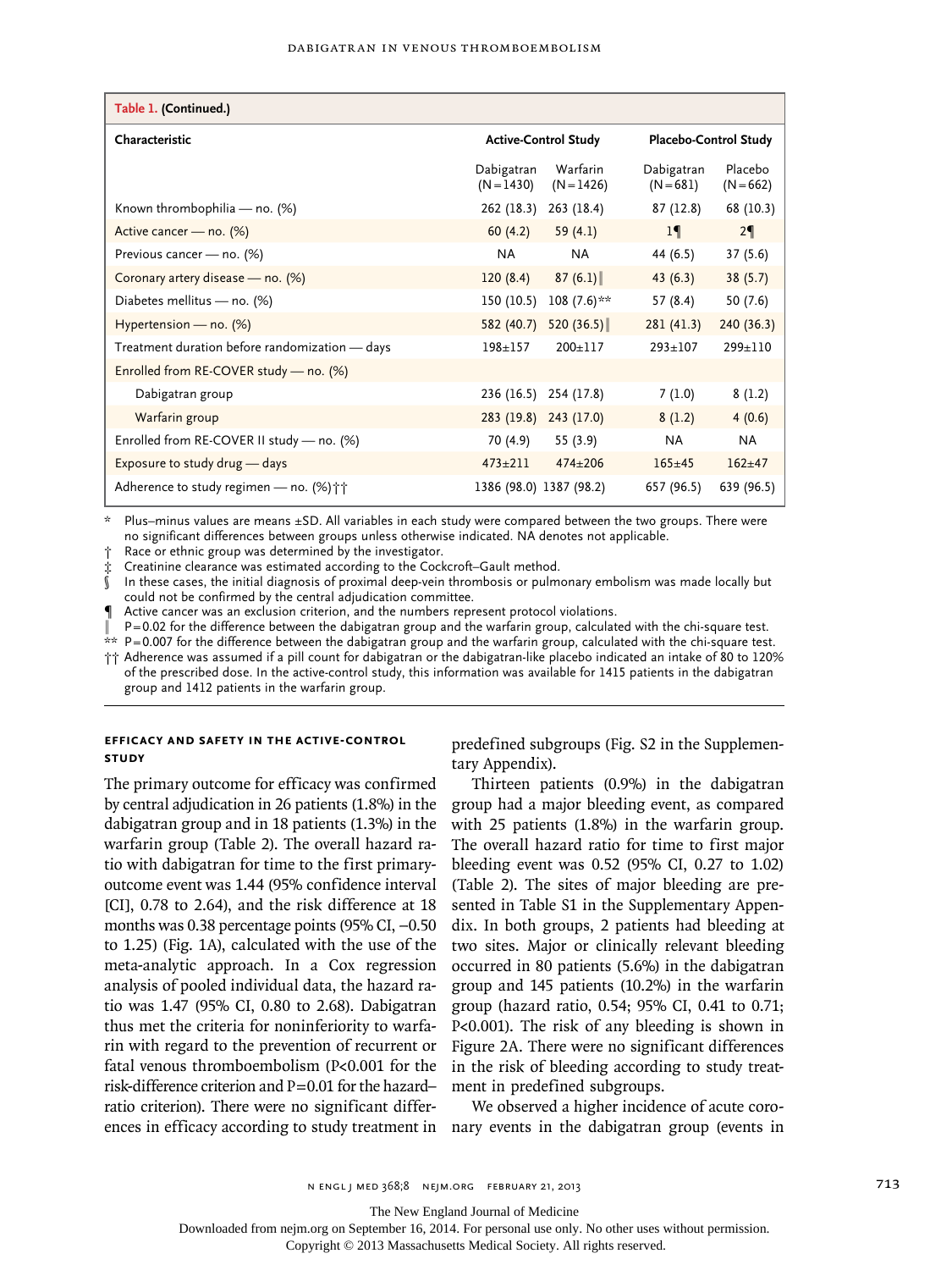| Table 1. (Continued.) | | | | |
|---|---|---|---|---|
| Characteristic | Active-Control Study | | Placebo-Control Study | |
| | Dabigatran (N=1430) | Warfarin (N=1426) | Dabigatran (N=681) | Placebo (N=662) |
| Known thrombophilia — no. (%) | 262 (18.3) | 263 (18.4) | 87 (12.8) | 68 (10.3) |
| Active cancer — no. (%) | 60 (4.2) | 59 (4.1) | 1¶ | 2¶ |
| Previous cancer — no. (%) | NA | NA | 44 (6.5) | 37 (5.6) |
| Coronary artery disease — no. (%) | 120 (8.4) | 87 (6.1)‖ | 43 (6.3) | 38 (5.7) |
| Diabetes mellitus — no. (%) | 150 (10.5) | 108 (7.6)** | 57 (8.4) | 50 (7.6) |
| Hypertension — no. (%) | 582 (40.7) | 520 (36.5)‖ | 281 (41.3) | 240 (36.3) |
| Treatment duration before randomization — days | 198±157 | 200±117 | 293±107 | 299±110 |
| Enrolled from RE-COVER study — no. (%) | | | | |
| Dabigatran group | 236 (16.5) | 254 (17.8) | 7 (1.0) | 8 (1.2) |
| Warfarin group | 283 (19.8) | 243 (17.0) | 8 (1.2) | 4 (0.6) |
| Enrolled from RE-COVER II study — no. (%) | 70 (4.9) | 55 (3.9) | NA | NA |
| Exposure to study drug — days | 473±211 | 474±206 | 165±45 | 162±47 |
| Adherence to study regimen — no. (%)†† | 1386 (98.0) | 1387 (98.2) | 657 (96.5) | 639 (96.5) |

\* Plus–minus values are means ±SD. All variables in each study were compared between the two groups. There were no significant differences between groups unless otherwise indicated. NA denotes not applicable.

† Race or ethnic group was determined by the investigator.

‡ Creatinine clearance was estimated according to the Cockcroft–Gault method.

§ In these cases, the initial diagnosis of proximal deep-vein thrombosis or pulmonary embolism was made locally but could not be confirmed by the central adjudication committee.

¶ Active cancer was an exclusion criterion, and the numbers represent protocol violations.

‖ P=0.02 for the difference between the dabigatran group and the warfarin group, calculated with the chi-square test.

** P=0.007 for the difference between the dabigatran group and the warfarin group, calculated with the chi-square test.

†† Adherence was assumed if a pill count for dabigatran or the dabigatran-like placebo indicated an intake of 80 to 120% of the prescribed dose. In the active-control study, this information was available for 1415 patients in the dabigatran group and 1412 patients in the warfarin group.

### Efficacy and Safety in the Active-Control Study

The primary outcome for efficacy was confirmed by central adjudication in 26 patients (1.8%) in the dabigatran group and in 18 patients (1.3%) in the warfarin group (Table 2). The overall hazard ratio with dabigatran for time to the first primary-outcome event was 1.44 (95% confidence interval [CI], 0.78 to 2.64), and the risk difference at 18 months was 0.38 percentage points (95% CI, −0.50 to 1.25) (Fig. 1A), calculated with the use of the meta-analytic approach. In a Cox regression analysis of pooled individual data, the hazard ratio was 1.47 (95% CI, 0.80 to 2.68). Dabigatran thus met the criteria for noninferiority to warfarin with regard to the prevention of recurrent or fatal venous thromboembolism (P<0.001 for the risk-difference criterion and P=0.01 for the hazard–ratio criterion). There were no significant differences in efficacy according to study treatment in predefined subgroups (Fig. S2 in the Supplementary Appendix).

Thirteen patients (0.9%) in the dabigatran group had a major bleeding event, as compared with 25 patients (1.8%) in the warfarin group. The overall hazard ratio for time to first major bleeding event was 0.52 (95% CI, 0.27 to 1.02) (Table 2). The sites of major bleeding are presented in Table S1 in the Supplementary Appendix. In both groups, 2 patients had bleeding at two sites. Major or clinically relevant bleeding occurred in 80 patients (5.6%) in the dabigatran group and 145 patients (10.2%) in the warfarin group (hazard ratio, 0.54; 95% CI, 0.41 to 0.71; P<0.001). The risk of any bleeding is shown in Figure 2A. There were no significant differences in the risk of bleeding according to study treatment in predefined subgroups.

We observed a higher incidence of acute coronary events in the dabigatran group (events in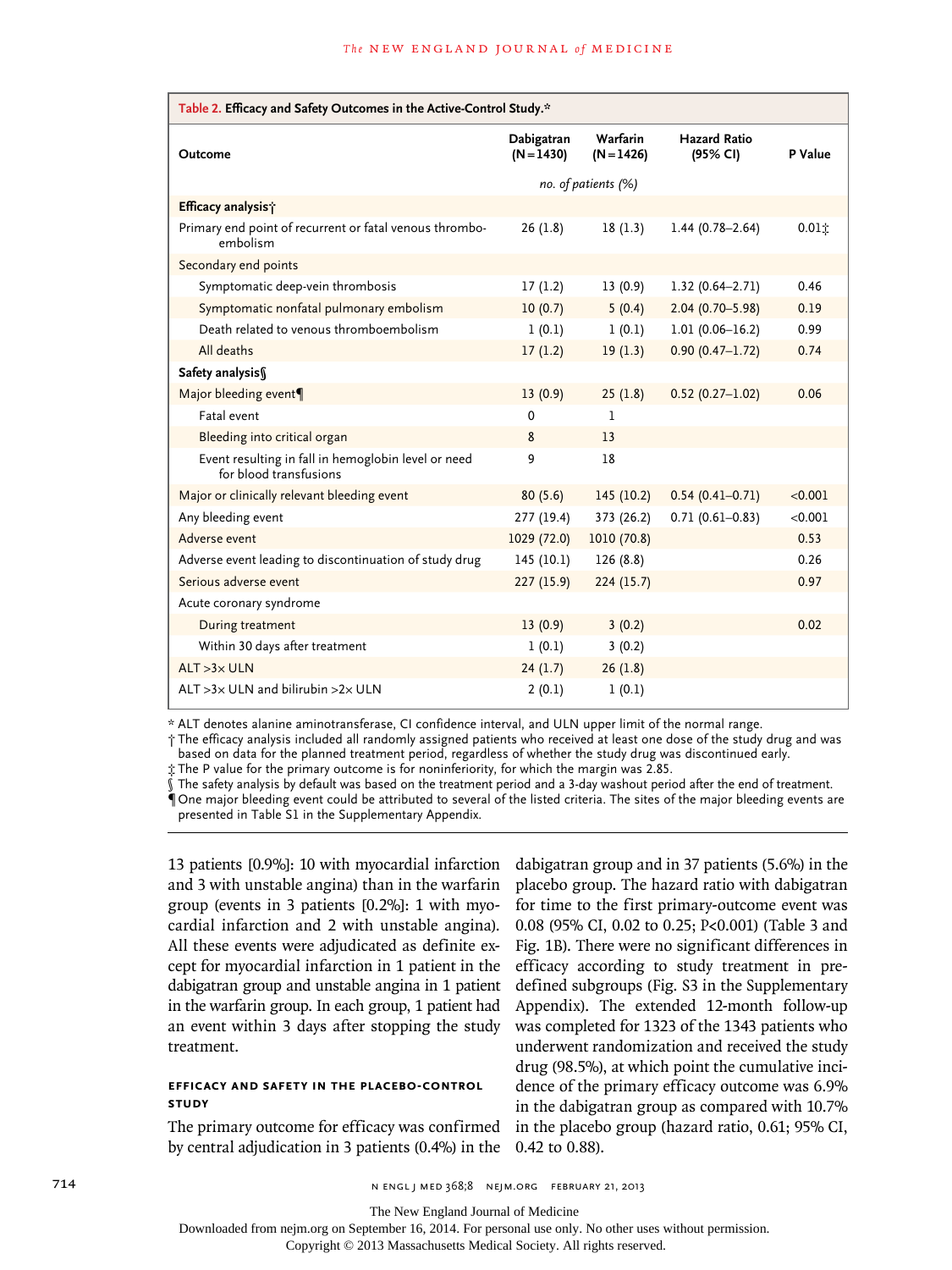**Table 2. Efficacy and Safety Outcomes in the Active-Control Study.***

| Outcome | Dabigatran (N=1430) | Warfarin (N=1426) | Hazard Ratio (95% CI) | P Value |
|---|---|---|---|---|
| | no. of patients (%) | | | |
| **Efficacy analysis†** | | | | |
| Primary end point of recurrent or fatal venous thromboembolism | 26 (1.8) | 18 (1.3) | 1.44 (0.78–2.64) | 0.01‡ |
| Secondary end points | | | | |
| Symptomatic deep-vein thrombosis | 17 (1.2) | 13 (0.9) | 1.32 (0.64–2.71) | 0.46 |
| Symptomatic nonfatal pulmonary embolism | 10 (0.7) | 5 (0.4) | 2.04 (0.70–5.98) | 0.19 |
| Death related to venous thromboembolism | 1 (0.1) | 1 (0.1) | 1.01 (0.06–16.2) | 0.99 |
| All deaths | 17 (1.2) | 19 (1.3) | 0.90 (0.47–1.72) | 0.74 |
| **Safety analysis§** | | | | |
| Major bleeding event¶ | 13 (0.9) | 25 (1.8) | 0.52 (0.27–1.02) | 0.06 |
| Fatal event | 0 | 1 | | |
| Bleeding into critical organ | 8 | 13 | | |
| Event resulting in fall in hemoglobin level or need for blood transfusions | 9 | 18 | | |
| Major or clinically relevant bleeding event | 80 (5.6) | 145 (10.2) | 0.54 (0.41–0.71) | <0.001 |
| Any bleeding event | 277 (19.4) | 373 (26.2) | 0.71 (0.61–0.83) | <0.001 |
| Adverse event | 1029 (72.0) | 1010 (70.8) | | 0.53 |
| Adverse event leading to discontinuation of study drug | 145 (10.1) | 126 (8.8) | | 0.26 |
| Serious adverse event | 227 (15.9) | 224 (15.7) | | 0.97 |
| Acute coronary syndrome | | | | |
| During treatment | 13 (0.9) | 3 (0.2) | | 0.02 |
| Within 30 days after treatment | 1 (0.1) | 3 (0.2) | | |
| ALT >3× ULN | 24 (1.7) | 26 (1.8) | | |
| ALT >3× ULN and bilirubin >2× ULN | 2 (0.1) | 1 (0.1) | | |

\* ALT denotes alanine aminotransferase, CI confidence interval, and ULN upper limit of the normal range.
† The efficacy analysis included all randomly assigned patients who received at least one dose of the study drug and was based on data for the planned treatment period, regardless of whether the study drug was discontinued early.
‡ The P value for the primary outcome is for noninferiority, for which the margin was 2.85.
§ The safety analysis by default was based on the treatment period and a 3-day washout period after the end of treatment.
¶ One major bleeding event could be attributed to several of the listed criteria. The sites of the major bleeding events are presented in Table S1 in the Supplementary Appendix.

13 patients [0.9%]: 10 with myocardial infarction and 3 with unstable angina) than in the warfarin group (events in 3 patients [0.2%]: 1 with myocardial infarction and 2 with unstable angina). All these events were adjudicated as definite except for myocardial infarction in 1 patient in the dabigatran group and unstable angina in 1 patient in the warfarin group. In each group, 1 patient had an event within 3 days after stopping the study treatment.

### EFFICACY AND SAFETY IN THE PLACEBO-CONTROL STUDY

The primary outcome for efficacy was confirmed by central adjudication in 3 patients (0.4%) in the dabigatran group and in 37 patients (5.6%) in the placebo group. The hazard ratio with dabigatran for time to the first primary-outcome event was 0.08 (95% CI, 0.02 to 0.25; P<0.001) (Table 3 and Fig. 1B). There were no significant differences in efficacy according to study treatment in predefined subgroups (Fig. S3 in the Supplementary Appendix). The extended 12-month follow-up was completed for 1323 of the 1343 patients who underwent randomization and received the study drug (98.5%), at which point the cumulative incidence of the primary efficacy outcome was 6.9% in the dabigatran group as compared with 10.7% in the placebo group (hazard ratio, 0.61; 95% CI, 0.42 to 0.88).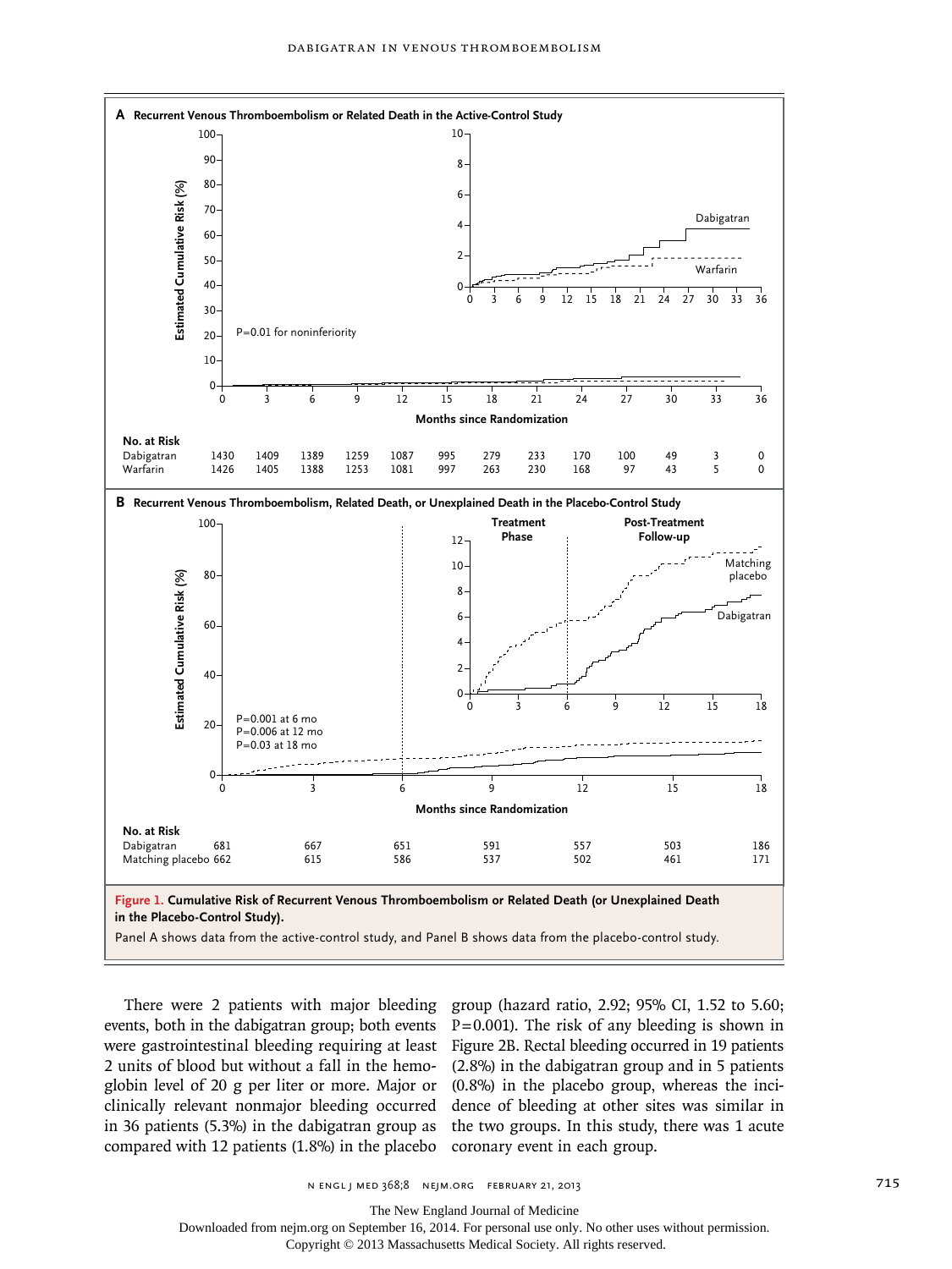**A Recurrent Venous Thromboembolism or Related Death in the Active-Control Study**

P=0.01 for noninferiority

Months since Randomization

| No. at Risk | 0 | 3 | 6 | 9 | 12 | 15 | 18 | 21 | 24 | 27 | 30 | 33 | 36 |
|---|---|---|---|---|---|---|---|---|---|---|---|---|---|
| Dabigatran | 1430 | 1409 | 1389 | 1259 | 1087 | 995 | 279 | 233 | 170 | 100 | 49 | 3 | 0 |
| Warfarin | 1426 | 1405 | 1388 | 1253 | 1081 | 997 | 263 | 230 | 168 | 97 | 43 | 5 | 0 |

**B Recurrent Venous Thromboembolism, Related Death, or Unexplained Death in the Placebo-Control Study**

P=0.001 at 6 mo
P=0.006 at 12 mo
P=0.03 at 18 mo

Months since Randomization

| No. at Risk | 0 | 3 | 6 | 9 | 12 | 15 | 18 |
|---|---|---|---|---|---|---|---|
| Dabigatran | 681 | 667 | 651 | 591 | 557 | 503 | 186 |
| Matching placebo | 662 | 615 | 586 | 537 | 502 | 461 | 171 |

**Figure 1. Cumulative Risk of Recurrent Venous Thromboembolism or Related Death (or Unexplained Death in the Placebo-Control Study).**

Panel A shows data from the active-control study, and Panel B shows data from the placebo-control study.

There were 2 patients with major bleeding events, both in the dabigatran group; both events were gastrointestinal bleeding requiring at least 2 units of blood but without a fall in the hemoglobin level of 20 g per liter or more. Major or clinically relevant nonmajor bleeding occurred in 36 patients (5.3%) in the dabigatran group as compared with 12 patients (1.8%) in the placebo group (hazard ratio, 2.92; 95% CI, 1.52 to 5.60; P=0.001). The risk of any bleeding is shown in Figure 2B. Rectal bleeding occurred in 19 patients (2.8%) in the dabigatran group and in 5 patients (0.8%) in the placebo group, whereas the incidence of bleeding at other sites was similar in the two groups. In this study, there was 1 acute coronary event in each group.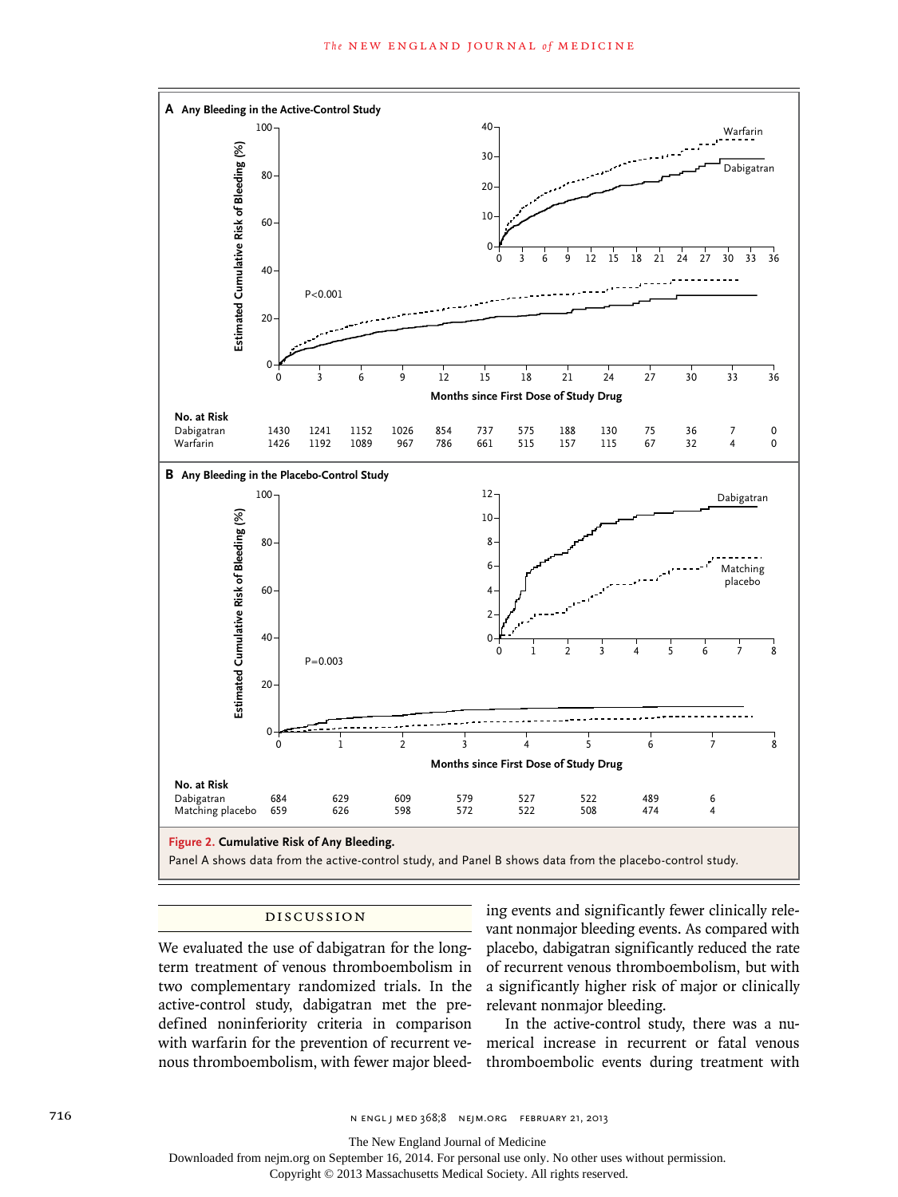**A Any Bleeding in the Active-Control Study**

**No. at Risk**

| | 0 | 3 | 6 | 9 | 12 | 15 | 18 | 21 | 24 | 27 | 30 | 33 | 36 |
|---|---|---|---|---|---|---|---|---|---|---|---|---|---|
| Dabigatran | 1430 | 1241 | 1152 | 1026 | 854 | 737 | 575 | 188 | 130 | 75 | 36 | 7 | 0 |
| Warfarin | 1426 | 1192 | 1089 | 967 | 786 | 661 | 515 | 157 | 115 | 67 | 32 | 4 | 0 |

**B Any Bleeding in the Placebo-Control Study**

**No. at Risk**

| | 0 | 1 | 2 | 3 | 4 | 5 | 6 | 7 |
|---|---|---|---|---|---|---|---|---|
| Dabigatran | 684 | 629 | 609 | 579 | 527 | 522 | 489 | 6 |
| Matching placebo | 659 | 626 | 598 | 572 | 522 | 508 | 474 | 4 |

**Figure 2. Cumulative Risk of Any Bleeding.**

Panel A shows data from the active-control study, and Panel B shows data from the placebo-control study.

## DISCUSSION

We evaluated the use of dabigatran for the long-term treatment of venous thromboembolism in two complementary randomized trials. In the active-control study, dabigatran met the prespecified noninferiority criteria in comparison with warfarin for the prevention of recurrent venous thromboembolism, with fewer major bleeding events and significantly fewer clinically relevant nonmajor bleeding events. As compared with placebo, dabigatran significantly reduced the rate of recurrent venous thromboembolism, but with a significantly higher risk of major or clinically relevant nonmajor bleeding.

In the active-control study, there was a numerical increase in recurrent or fatal venous thromboembolic events during treatment with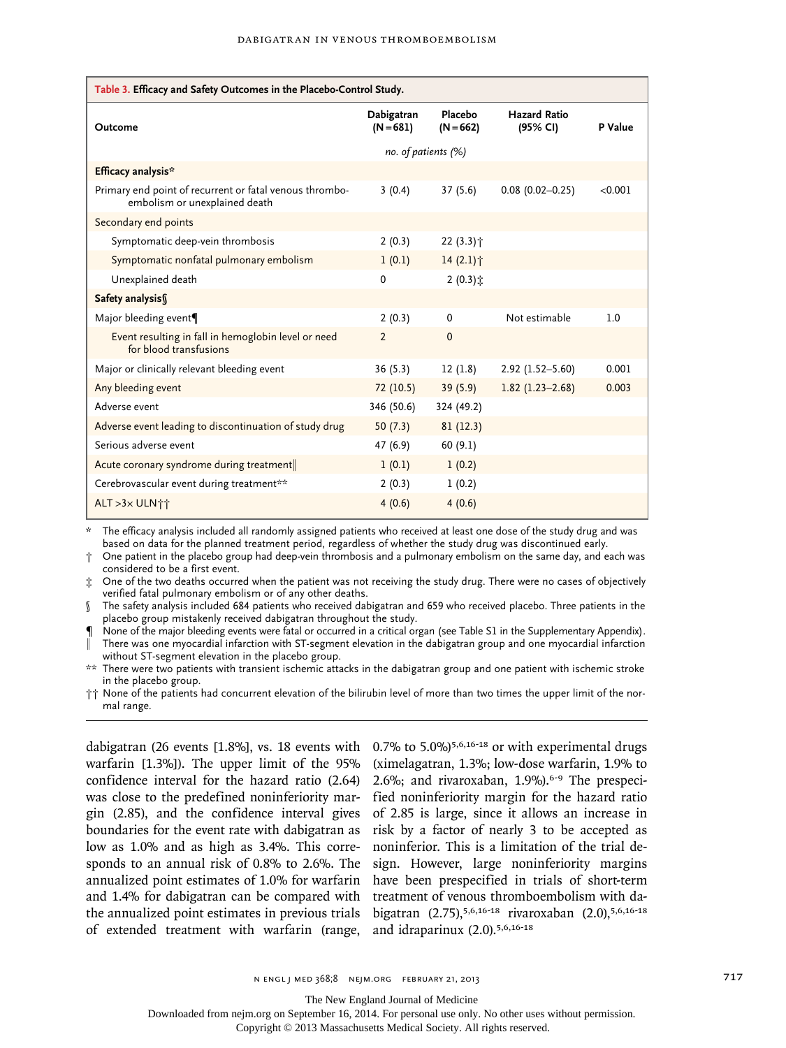**Table 3. Efficacy and Safety Outcomes in the Placebo-Control Study.**

| Outcome | Dabigatran (N=681) | Placebo (N=662) | Hazard Ratio (95% CI) | P Value |
|---|---|---|---|---|
| | *no. of patients (%)* | | | |
| **Efficacy analysis*** | | | | |
| Primary end point of recurrent or fatal venous thromboembolism or unexplained death | 3 (0.4) | 37 (5.6) | 0.08 (0.02–0.25) | <0.001 |
| Secondary end points | | | | |
| Symptomatic deep-vein thrombosis | 2 (0.3) | 22 (3.3)† | | |
| Symptomatic nonfatal pulmonary embolism | 1 (0.1) | 14 (2.1)† | | |
| Unexplained death | 0 | 2 (0.3)‡ | | |
| **Safety analysis§** | | | | |
| Major bleeding event¶ | 2 (0.3) | 0 | Not estimable | 1.0 |
| Event resulting in fall in hemoglobin level or need for blood transfusions | 2 | 0 | | |
| Major or clinically relevant bleeding event | 36 (5.3) | 12 (1.8) | 2.92 (1.52–5.60) | 0.001 |
| Any bleeding event | 72 (10.5) | 39 (5.9) | 1.82 (1.23–2.68) | 0.003 |
| Adverse event | 346 (50.6) | 324 (49.2) | | |
| Adverse event leading to discontinuation of study drug | 50 (7.3) | 81 (12.3) | | |
| Serious adverse event | 47 (6.9) | 60 (9.1) | | |
| Acute coronary syndrome during treatment‖ | 1 (0.1) | 1 (0.2) | | |
| Cerebrovascular event during treatment** | 2 (0.3) | 1 (0.2) | | |
| ALT >3× ULN†† | 4 (0.6) | 4 (0.6) | | |

\* The efficacy analysis included all randomly assigned patients who received at least one dose of the study drug and was based on data for the planned treatment period, regardless of whether the study drug was discontinued early.

† One patient in the placebo group had deep-vein thrombosis and a pulmonary embolism on the same day, and each was considered to be a first event.

‡ One of the two deaths occurred when the patient was not receiving the study drug. There were no cases of objectively verified fatal pulmonary embolism or of any other deaths.

§ The safety analysis included 684 patients who received dabigatran and 659 who received placebo. Three patients in the placebo group mistakenly received dabigatran throughout the study.

¶ None of the major bleeding events were fatal or occurred in a critical organ (see Table S1 in the Supplementary Appendix).

‖ There was one myocardial infarction with ST-segment elevation in the dabigatran group and one myocardial infarction without ST-segment elevation in the placebo group.

\*\* There were two patients with transient ischemic attacks in the dabigatran group and one patient with ischemic stroke in the placebo group.

†† None of the patients had concurrent elevation of the bilirubin level of more than two times the upper limit of the normal range.

dabigatran (26 events [1.8%], vs. 18 events with warfarin [1.3%]). The upper limit of the 95% confidence interval for the hazard ratio (2.64) was close to the predefined noninferiority margin (2.85), and the confidence interval gives boundaries for the event rate with dabigatran as low as 1.0% and as high as 3.4%. This corresponds to an annual risk of 0.8% to 2.6%. The annualized point estimates of 1.0% for warfarin and 1.4% for dabigatran can be compared with the annualized point estimates in previous trials of extended treatment with warfarin (range, 0.7% to 5.0%)[5,6,16-18] or with experimental drugs (ximelagatran, 1.3%; low-dose warfarin, 1.9% to 2.6%; and rivaroxaban, 1.9%).[6-9] The prespecified noninferiority margin for the hazard ratio of 2.85 is large, since it allows an increase in risk by a factor of nearly 3 to be accepted as noninferior. This is a limitation of the trial design. However, large noninferiority margins have been prespecified in trials of short-term treatment of venous thromboembolism with dabigatran (2.75),[5,6,16-18] rivaroxaban (2.0),[5,6,16-18] and idraparinux (2.0).[5,6,16-18]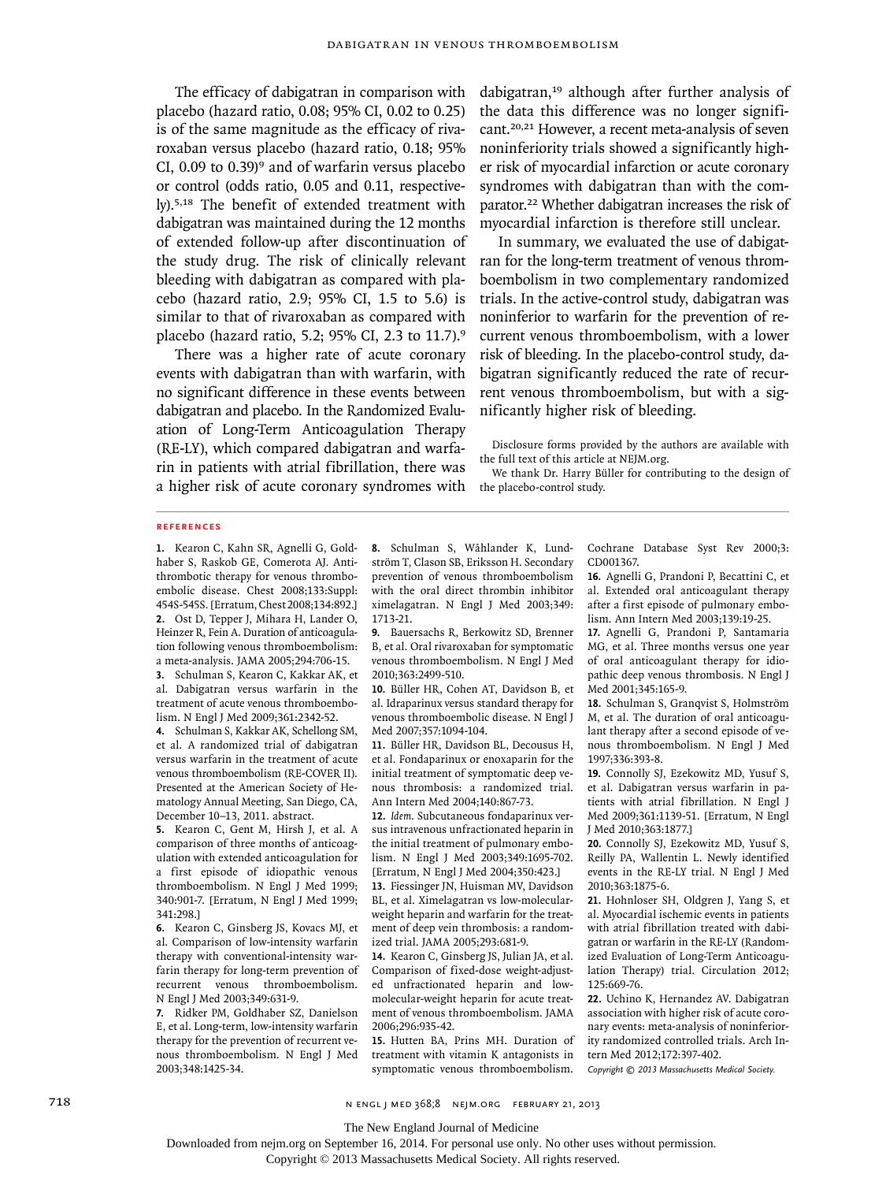The efficacy of dabigatran in comparison with placebo (hazard ratio, 0.08; 95% CI, 0.02 to 0.25) is of the same magnitude as the efficacy of rivaroxaban versus placebo (hazard ratio, 0.18; 95% CI, 0.09 to 0.39)[9] and of warfarin versus placebo or control (odds ratio, 0.05 and 0.11, respectively).[5,18] The benefit of extended treatment with dabigatran was maintained during the 12 months of extended follow-up after discontinuation of the study drug. The risk of clinically relevant bleeding with dabigatran as compared with placebo (hazard ratio, 2.9; 95% CI, 1.5 to 5.6) is similar to that of rivaroxaban as compared with placebo (hazard ratio, 5.2; 95% CI, 2.3 to 11.7).[9]

There was a higher rate of acute coronary events with dabigatran than with warfarin, with no significant difference in these events between dabigatran and placebo. In the Randomized Evaluation of Long-Term Anticoagulation Therapy (RE-LY), which compared dabigatran and warfarin in patients with atrial fibrillation, there was a higher risk of acute coronary syndromes with dabigatran,[19] although after further analysis of the data this difference was no longer significant.[20,21] However, a recent meta-analysis of seven noninferiority trials showed a significantly higher risk of myocardial infarction or acute coronary syndromes with dabigatran than with the comparator.[22] Whether dabigatran increases the risk of myocardial infarction is therefore still unclear.

In summary, we evaluated the use of dabigatran for the long-term treatment of venous thromboembolism in two complementary randomized trials. In the active-control study, dabigatran was noninferior to warfarin for the prevention of recurrent venous thromboembolism, with a lower risk of bleeding. In the placebo-control study, dabigatran significantly reduced the rate of recurrent venous thromboembolism, but with a significantly higher risk of bleeding.

Disclosure forms provided by the authors are available with the full text of this article at NEJM.org.

We thank Dr. Harry Büller for contributing to the design of the placebo-control study.

## References

1. Kearon C, Kahn SR, Agnelli G, Goldhaber S, Raskob GE, Comerota AJ. Antithrombotic therapy for venous thromboembolic disease. Chest 2008;133:Suppl:454S-545S. [Erratum, Chest 2008;134:892.]
2. Ost D, Tepper J, Mihara H, Lander O, Heinzer R, Fein A. Duration of anticoagulation following venous thromboembolism: a meta-analysis. JAMA 2005;294:706-15.
3. Schulman S, Kearon C, Kakkar AK, et al. Dabigatran versus warfarin in the treatment of acute venous thromboembolism. N Engl J Med 2009;361:2342-52.
4. Schulman S, Kakkar AK, Schellong SM, et al. A randomized trial of dabigatran versus warfarin in the treatment of acute venous thromboembolism (RE-COVER II). Presented at the American Society of Hematology Annual Meeting, San Diego, CA, December 10–13, 2011. abstract.
5. Kearon C, Gent M, Hirsh J, et al. A comparison of three months of anticoagulation with extended anticoagulation for a first episode of idiopathic venous thromboembolism. N Engl J Med 1999; 340:901-7. [Erratum, N Engl J Med 1999; 341:298.]
6. Kearon C, Ginsberg JS, Kovacs MJ, et al. Comparison of low-intensity warfarin therapy with conventional-intensity warfarin therapy for long-term prevention of recurrent venous thromboembolism. N Engl J Med 2003;349:631-9.
7. Ridker PM, Goldhaber SZ, Danielson E, et al. Long-term, low-intensity warfarin therapy for the prevention of recurrent venous thromboembolism. N Engl J Med 2003;348:1425-34.
8. Schulman S, Wåhlander K, Lundström T, Clason SB, Eriksson H. Secondary prevention of venous thromboembolism with the oral direct thrombin inhibitor ximelagatran. N Engl J Med 2003;349: 1713-21.
9. Bauersachs R, Berkowitz SD, Brenner B, et al. Oral rivaroxaban for symptomatic venous thromboembolism. N Engl J Med 2010;363:2499-510.
10. Büller HR, Cohen AT, Davidson B, et al. Idraparinux versus standard therapy for venous thromboembolic disease. N Engl J Med 2007;357:1094-104.
11. Büller HR, Davidson BL, Decousus H, et al. Fondaparinux or enoxaparin for the initial treatment of symptomatic deep venous thrombosis: a randomized trial. Ann Intern Med 2004;140:867-73.
12. *Idem.* Subcutaneous fondaparinux versus intravenous unfractionated heparin in the initial treatment of pulmonary embolism. N Engl J Med 2003;349:1695-702. [Erratum, N Engl J Med 2004;350:423.]
13. Fiessinger JN, Huisman MV, Davidson BL, et al. Ximelagatran vs low-molecular-weight heparin and warfarin for the treatment of deep vein thrombosis: a randomized trial. JAMA 2005;293:681-9.
14. Kearon C, Ginsberg JS, Julian JA, et al. Comparison of fixed-dose weight-adjusted unfractionated heparin and low-molecular-weight heparin for acute treatment of venous thromboembolism. JAMA 2006;296:935-42.
15. Hutten BA, Prins MH. Duration of treatment with vitamin K antagonists in symptomatic venous thromboembolism. Cochrane Database Syst Rev 2000;3: CD001367.
16. Agnelli G, Prandoni P, Becattini C, et al. Extended oral anticoagulant therapy after a first episode of pulmonary embolism. Ann Intern Med 2003;139:19-25.
17. Agnelli G, Prandoni P, Santamaria MG, et al. Three months versus one year of oral anticoagulant therapy for idiopathic deep venous thrombosis. N Engl J Med 2001;345:165-9.
18. Schulman S, Granqvist S, Holmström M, et al. The duration of oral anticoagulant therapy after a second episode of venous thromboembolism. N Engl J Med 1997;336:393-8.
19. Connolly SJ, Ezekowitz MD, Yusuf S, et al. Dabigatran versus warfarin in patients with atrial fibrillation. N Engl J Med 2009;361:1139-51. [Erratum, N Engl J Med 2010;363:1877.]
20. Connolly SJ, Ezekowitz MD, Yusuf S, Reilly PA, Wallentin L. Newly identified events in the RE-LY trial. N Engl J Med 2010;363:1875-6.
21. Hohnloser SH, Oldgren J, Yang S, et al. Myocardial ischemic events in patients with atrial fibrillation treated with dabigatran or warfarin in the RE-LY (Randomized Evaluation of Long-Term Anticoagulation Therapy) trial. Circulation 2012; 125:669-76.
22. Uchino K, Hernandez AV. Dabigatran association with higher risk of acute coronary events: meta-analysis of noninferiority randomized controlled trials. Arch Intern Med 2012;172:397-402.

*Copyright © 2013 Massachusetts Medical Society.*